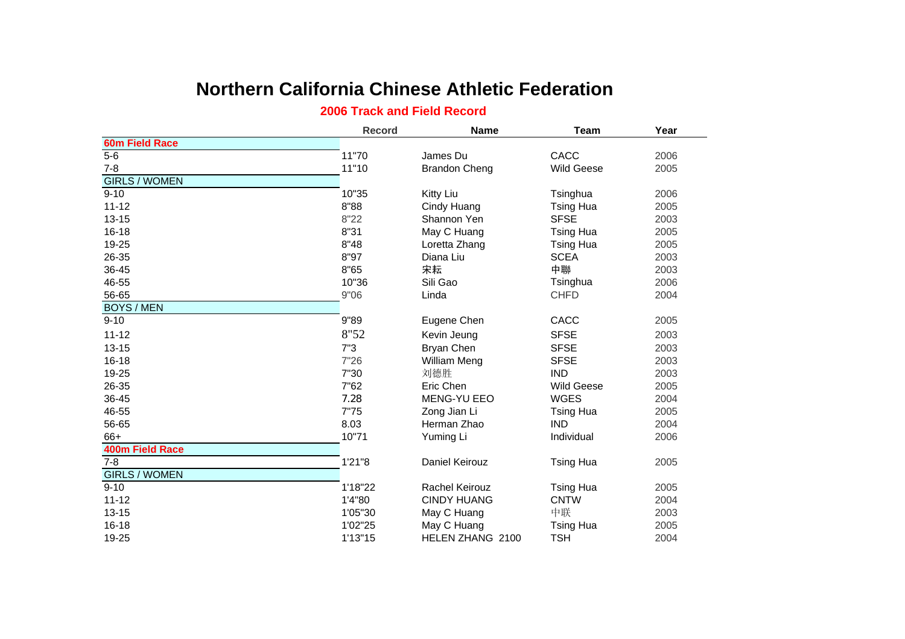# Northern California Chinese Athletic Federation

## 2006 Track and Field Record

| | Record | Name | Team | Year |
|---|---|---|---|---|
| **60m Field Race** | | | | |
| 5-6 | 11"70 | James Du | CACC | 2006 |
| 7-8 | 11"10 | Brandon Cheng | Wild Geese | 2005 |
| GIRLS / WOMEN | | | | |
| 9-10 | 10"35 | Kitty Liu | Tsinghua | 2006 |
| 11-12 | 8"88 | Cindy Huang | Tsing Hua | 2005 |
| 13-15 | 8"22 | Shannon Yen | SFSE | 2003 |
| 16-18 | 8"31 | May C Huang | Tsing Hua | 2005 |
| 19-25 | 8"48 | Loretta Zhang | Tsing Hua | 2005 |
| 26-35 | 8"97 | Diana Liu | SCEA | 2003 |
| 36-45 | 8"65 | 宋耘 | 中聯 | 2003 |
| 46-55 | 10"36 | Sili Gao | Tsinghua | 2006 |
| 56-65 | 9"06 | Linda | CHFD | 2004 |
| BOYS / MEN | | | | |
| 9-10 | 9"89 | Eugene Chen | CACC | 2005 |
| 11-12 | 8"52 | Kevin Jeung | SFSE | 2003 |
| 13-15 | 7"3 | Bryan Chen | SFSE | 2003 |
| 16-18 | 7"26 | William Meng | SFSE | 2003 |
| 19-25 | 7"30 | 刘德胜 | IND | 2003 |
| 26-35 | 7"62 | Eric Chen | Wild Geese | 2005 |
| 36-45 | 7.28 | MENG-YU EEO | WGES | 2004 |
| 46-55 | 7"75 | Zong Jian Li | Tsing Hua | 2005 |
| 56-65 | 8.03 | Herman Zhao | IND | 2004 |
| 66+ | 10"71 | Yuming Li | Individual | 2006 |
| **400m Field Race** | | | | |
| 7-8 | 1'21"8 | Daniel Keirouz | Tsing Hua | 2005 |
| GIRLS / WOMEN | | | | |
| 9-10 | 1'18"22 | Rachel Keirouz | Tsing Hua | 2005 |
| 11-12 | 1'4"80 | CINDY HUANG | CNTW | 2004 |
| 13-15 | 1'05"30 | May C Huang | 中联 | 2003 |
| 16-18 | 1'02"25 | May C Huang | Tsing Hua | 2005 |
| 19-25 | 1'13"15 | HELEN ZHANG 2100 | TSH | 2004 |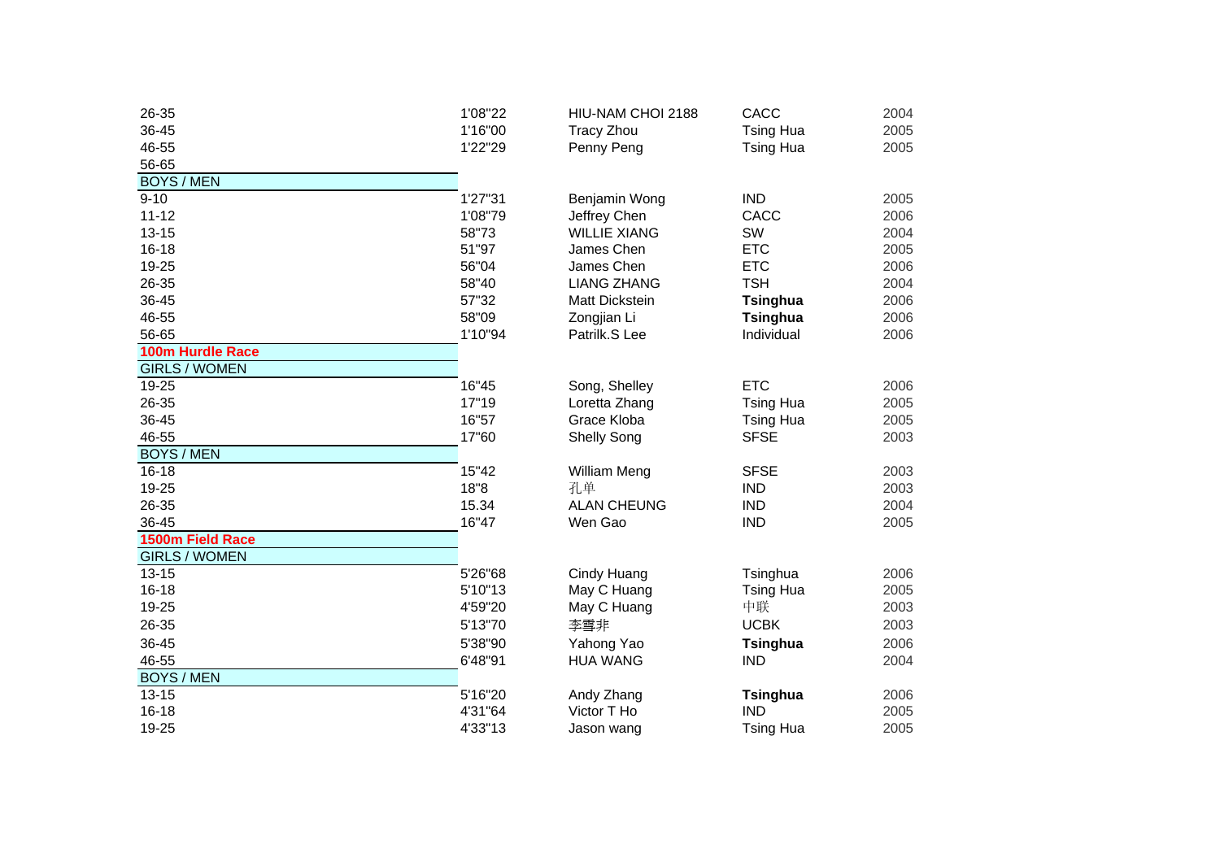| | | | | |
|---|---|---|---|---|
| 26-35 | 1'08"22 | HIU-NAM CHOI 2188 | CACC | 2004 |
| 36-45 | 1'16"00 | Tracy Zhou | Tsing Hua | 2005 |
| 46-55 | 1'22"29 | Penny Peng | Tsing Hua | 2005 |
| 56-65 | | | | |
| BOYS / MEN | | | | |
| 9-10 | 1'27"31 | Benjamin Wong | IND | 2005 |
| 11-12 | 1'08"79 | Jeffrey Chen | CACC | 2006 |
| 13-15 | 58"73 | WILLIE XIANG | SW | 2004 |
| 16-18 | 51"97 | James Chen | ETC | 2005 |
| 19-25 | 56"04 | James Chen | ETC | 2006 |
| 26-35 | 58"40 | LIANG ZHANG | TSH | 2004 |
| 36-45 | 57"32 | Matt Dickstein | **Tsinghua** | 2006 |
| 46-55 | 58"09 | Zongjian Li | **Tsinghua** | 2006 |
| 56-65 | 1'10"94 | Patrilk.S Lee | Individual | 2006 |
| **100m Hurdle Race** | | | | |
| GIRLS / WOMEN | | | | |
| 19-25 | 16"45 | Song, Shelley | ETC | 2006 |
| 26-35 | 17"19 | Loretta Zhang | Tsing Hua | 2005 |
| 36-45 | 16"57 | Grace Kloba | Tsing Hua | 2005 |
| 46-55 | 17"60 | Shelly Song | SFSE | 2003 |
| BOYS / MEN | | | | |
| 16-18 | 15"42 | William Meng | SFSE | 2003 |
| 19-25 | 18"8 | 孔单 | IND | 2003 |
| 26-35 | 15.34 | ALAN CHEUNG | IND | 2004 |
| 36-45 | 16"47 | Wen Gao | IND | 2005 |
| **1500m Field Race** | | | | |
| GIRLS / WOMEN | | | | |
| 13-15 | 5'26"68 | Cindy Huang | Tsinghua | 2006 |
| 16-18 | 5'10"13 | May C Huang | Tsing Hua | 2005 |
| 19-25 | 4'59"20 | May C Huang | 中联 | 2003 |
| 26-35 | 5'13"70 | 李雪非 | UCBK | 2003 |
| 36-45 | 5'38"90 | Yahong Yao | **Tsinghua** | 2006 |
| 46-55 | 6'48"91 | HUA WANG | IND | 2004 |
| BOYS / MEN | | | | |
| 13-15 | 5'16"20 | Andy Zhang | **Tsinghua** | 2006 |
| 16-18 | 4'31"64 | Victor T Ho | IND | 2005 |
| 19-25 | 4'33"13 | Jason wang | Tsing Hua | 2005 |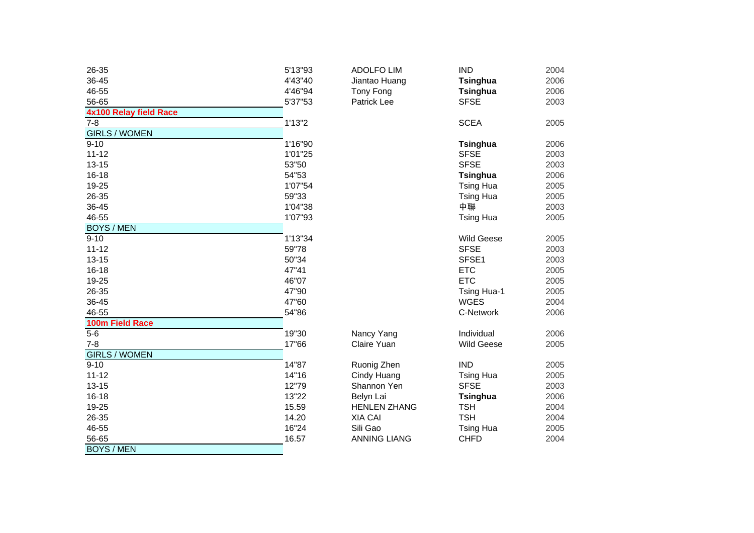| | | | | |
|---|---|---|---|---|
| 26-35 | 5'13"93 | ADOLFO LIM | IND | 2004 |
| 36-45 | 4'43"40 | Jiantao Huang | **Tsinghua** | 2006 |
| 46-55 | 4'46"94 | Tony Fong | **Tsinghua** | 2006 |
| 56-65 | 5'37"53 | Patrick Lee | SFSE | 2003 |
| **4x100 Relay field Race** | | | | |
| 7-8 | 1'13"2 | | SCEA | 2005 |
| GIRLS / WOMEN | | | | |
| 9-10 | 1'16"90 | | **Tsinghua** | 2006 |
| 11-12 | 1'01"25 | | SFSE | 2003 |
| 13-15 | 53"50 | | SFSE | 2003 |
| 16-18 | 54"53 | | **Tsinghua** | 2006 |
| 19-25 | 1'07"54 | | Tsing Hua | 2005 |
| 26-35 | 59"33 | | Tsing Hua | 2005 |
| 36-45 | 1'04"38 | | 中聯 | 2003 |
| 46-55 | 1'07"93 | | Tsing Hua | 2005 |
| BOYS / MEN | | | | |
| 9-10 | 1'13"34 | | Wild Geese | 2005 |
| 11-12 | 59"78 | | SFSE | 2003 |
| 13-15 | 50"34 | | SFSE1 | 2003 |
| 16-18 | 47"41 | | ETC | 2005 |
| 19-25 | 46"07 | | ETC | 2005 |
| 26-35 | 47"90 | | Tsing Hua-1 | 2005 |
| 36-45 | 47"60 | | WGES | 2004 |
| 46-55 | 54"86 | | C-Network | 2006 |
| **100m Field Race** | | | | |
| 5-6 | 19"30 | Nancy Yang | Individual | 2006 |
| 7-8 | 17"66 | Claire Yuan | Wild Geese | 2005 |
| GIRLS / WOMEN | | | | |
| 9-10 | 14"87 | Ruonig Zhen | IND | 2005 |
| 11-12 | 14"16 | Cindy Huang | Tsing Hua | 2005 |
| 13-15 | 12"79 | Shannon Yen | SFSE | 2003 |
| 16-18 | 13"22 | Belyn Lai | **Tsinghua** | 2006 |
| 19-25 | 15.59 | HENLEN ZHANG | TSH | 2004 |
| 26-35 | 14.20 | XIA CAI | TSH | 2004 |
| 46-55 | 16"24 | Sili Gao | Tsing Hua | 2005 |
| 56-65 | 16.57 | ANNING LIANG | CHFD | 2004 |
| BOYS / MEN | | | | |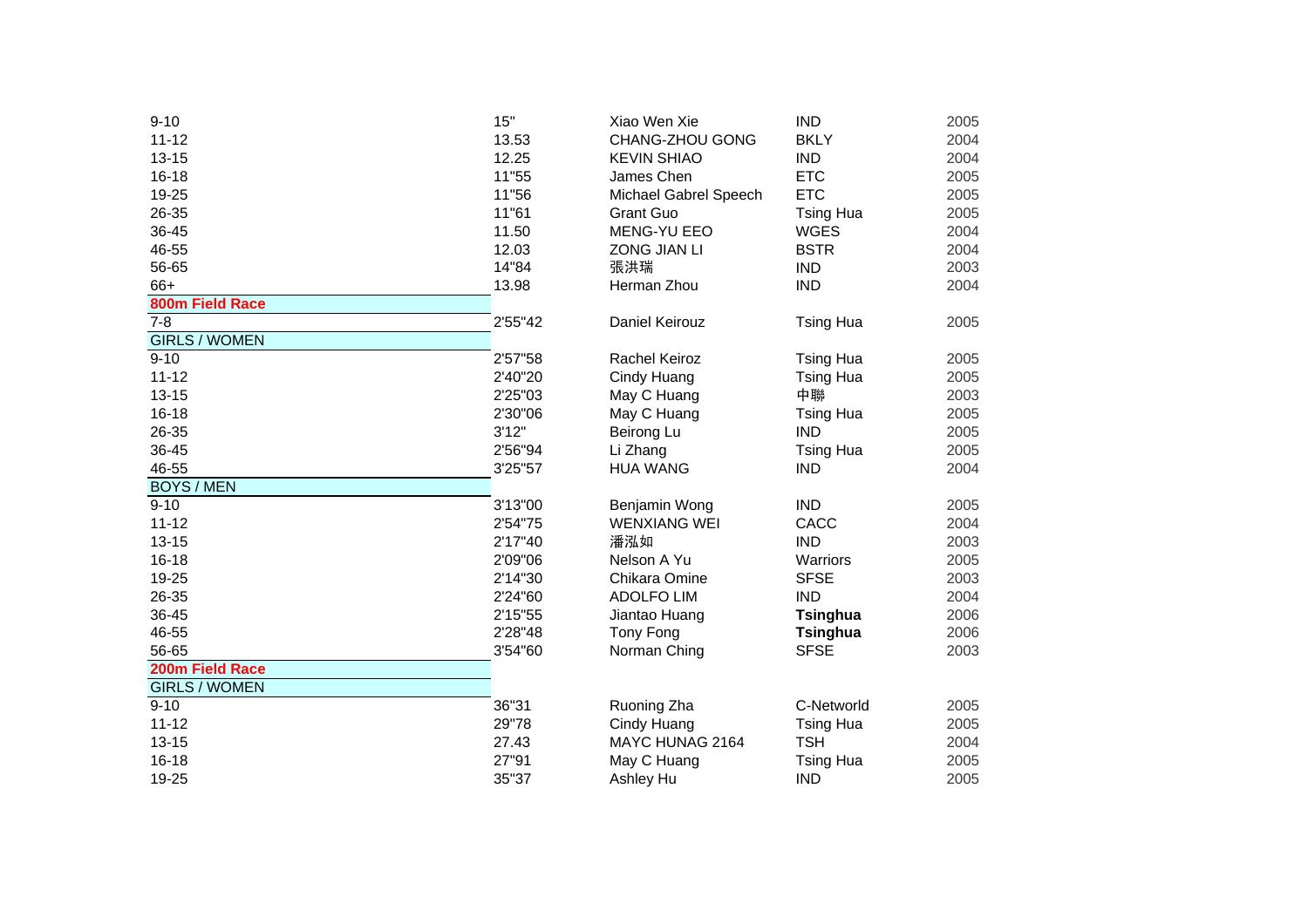| | | | | |
|---|---|---|---|---|
| 9-10 | 15" | Xiao Wen Xie | IND | 2005 |
| 11-12 | 13.53 | CHANG-ZHOU GONG | BKLY | 2004 |
| 13-15 | 12.25 | KEVIN SHIAO | IND | 2004 |
| 16-18 | 11"55 | James Chen | ETC | 2005 |
| 19-25 | 11"56 | Michael Gabrel Speech | ETC | 2005 |
| 26-35 | 11"61 | Grant Guo | Tsing Hua | 2005 |
| 36-45 | 11.50 | MENG-YU EEO | WGES | 2004 |
| 46-55 | 12.03 | ZONG JIAN LI | BSTR | 2004 |
| 56-65 | 14"84 | 張洪瑞 | IND | 2003 |
| 66+ | 13.98 | Herman Zhou | IND | 2004 |
| **800m Field Race** | | | | |
| 7-8 | 2'55"42 | Daniel Keirouz | Tsing Hua | 2005 |
| GIRLS / WOMEN | | | | |
| 9-10 | 2'57"58 | Rachel Keiroz | Tsing Hua | 2005 |
| 11-12 | 2'40"20 | Cindy Huang | Tsing Hua | 2005 |
| 13-15 | 2'25"03 | May C Huang | 中聯 | 2003 |
| 16-18 | 2'30"06 | May C Huang | Tsing Hua | 2005 |
| 26-35 | 3'12" | Beirong Lu | IND | 2005 |
| 36-45 | 2'56"94 | Li Zhang | Tsing Hua | 2005 |
| 46-55 | 3'25"57 | HUA WANG | IND | 2004 |
| BOYS / MEN | | | | |
| 9-10 | 3'13"00 | Benjamin Wong | IND | 2005 |
| 11-12 | 2'54"75 | WENXIANG WEI | CACC | 2004 |
| 13-15 | 2'17"40 | 潘泓如 | IND | 2003 |
| 16-18 | 2'09"06 | Nelson A Yu | Warriors | 2005 |
| 19-25 | 2'14"30 | Chikara Omine | SFSE | 2003 |
| 26-35 | 2'24"60 | ADOLFO LIM | IND | 2004 |
| 36-45 | 2'15"55 | Jiantao Huang | **Tsinghua** | 2006 |
| 46-55 | 2'28"48 | Tony Fong | **Tsinghua** | 2006 |
| 56-65 | 3'54"60 | Norman Ching | SFSE | 2003 |
| **200m Field Race** | | | | |
| GIRLS / WOMEN | | | | |
| 9-10 | 36"31 | Ruoning Zha | C-Networld | 2005 |
| 11-12 | 29"78 | Cindy Huang | Tsing Hua | 2005 |
| 13-15 | 27.43 | MAYC HUNAG 2164 | TSH | 2004 |
| 16-18 | 27"91 | May C Huang | Tsing Hua | 2005 |
| 19-25 | 35"37 | Ashley Hu | IND | 2005 |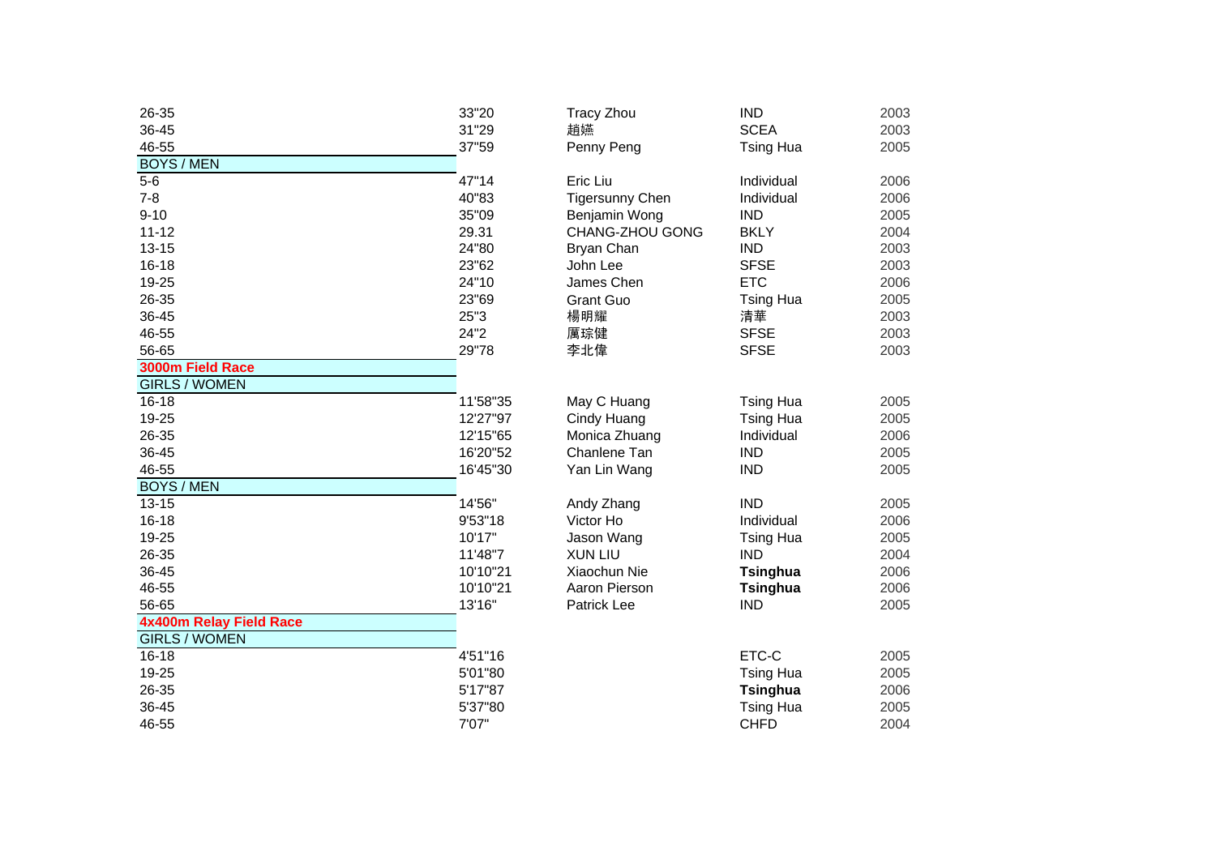| | | | | |
|---|---|---|---|---|
| 26-35 | 33"20 | Tracy Zhou | IND | 2003 |
| 36-45 | 31"29 | 趙嬿 | SCEA | 2003 |
| 46-55 | 37"59 | Penny Peng | Tsing Hua | 2005 |
| BOYS / MEN | | | | |
| 5-6 | 47"14 | Eric Liu | Individual | 2006 |
| 7-8 | 40"83 | Tigersunny Chen | Individual | 2006 |
| 9-10 | 35"09 | Benjamin Wong | IND | 2005 |
| 11-12 | 29.31 | CHANG-ZHOU GONG | BKLY | 2004 |
| 13-15 | 24"80 | Bryan Chan | IND | 2003 |
| 16-18 | 23"62 | John Lee | SFSE | 2003 |
| 19-25 | 24"10 | James Chen | ETC | 2006 |
| 26-35 | 23"69 | Grant Guo | Tsing Hua | 2005 |
| 36-45 | 25"3 | 楊明耀 | 清華 | 2003 |
| 46-55 | 24"2 | 厲琮健 | SFSE | 2003 |
| 56-65 | 29"78 | 李北偉 | SFSE | 2003 |
| **3000m Field Race** | | | | |
| GIRLS / WOMEN | | | | |
| 16-18 | 11'58"35 | May C Huang | Tsing Hua | 2005 |
| 19-25 | 12'27"97 | Cindy Huang | Tsing Hua | 2005 |
| 26-35 | 12'15"65 | Monica Zhuang | Individual | 2006 |
| 36-45 | 16'20"52 | Chanlene Tan | IND | 2005 |
| 46-55 | 16'45"30 | Yan Lin Wang | IND | 2005 |
| BOYS / MEN | | | | |
| 13-15 | 14'56" | Andy Zhang | IND | 2005 |
| 16-18 | 9'53"18 | Victor Ho | Individual | 2006 |
| 19-25 | 10'17" | Jason Wang | Tsing Hua | 2005 |
| 26-35 | 11'48"7 | XUN LIU | IND | 2004 |
| 36-45 | 10'10"21 | Xiaochun Nie | **Tsinghua** | 2006 |
| 46-55 | 10'10"21 | Aaron Pierson | **Tsinghua** | 2006 |
| 56-65 | 13'16" | Patrick Lee | IND | 2005 |
| **4x400m Relay Field Race** | | | | |
| GIRLS / WOMEN | | | | |
| 16-18 | 4'51"16 | | ETC-C | 2005 |
| 19-25 | 5'01"80 | | Tsing Hua | 2005 |
| 26-35 | 5'17"87 | | **Tsinghua** | 2006 |
| 36-45 | 5'37"80 | | Tsing Hua | 2005 |
| 46-55 | 7'07" | | CHFD | 2004 |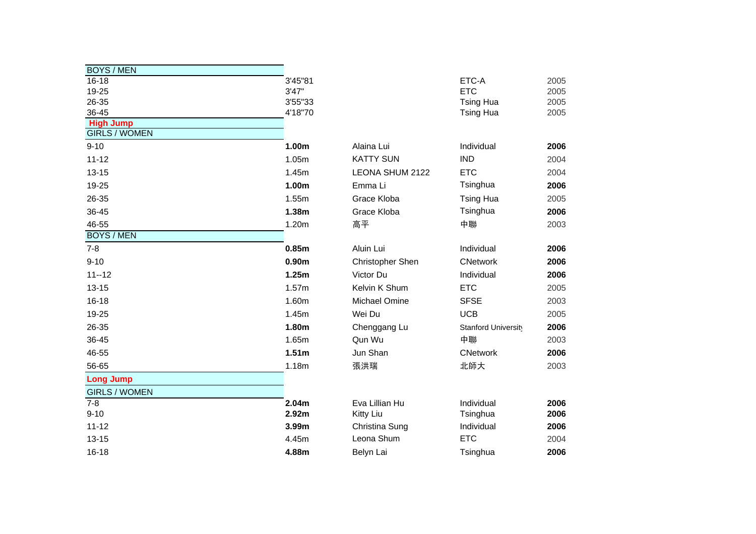| BOYS / MEN | | | | |
|---|---|---|---|---|
| 16-18 | 3'45"81 | | ETC-A | 2005 |
| 19-25 | 3'47" | | ETC | 2005 |
| 26-35 | 3'55"33 | | Tsing Hua | 2005 |
| 36-45 | 4'18"70 | | Tsing Hua | 2005 |

## High Jump

| GIRLS / WOMEN | | | | |
|---|---|---|---|---|
| 9-10 | **1.00m** | Alaina Lui | Individual | **2006** |
| 11-12 | 1.05m | KATTY SUN | IND | 2004 |
| 13-15 | 1.45m | LEONA SHUM 2122 | ETC | 2004 |
| 19-25 | **1.00m** | Emma Li | Tsinghua | **2006** |
| 26-35 | 1.55m | Grace Kloba | Tsing Hua | 2005 |
| 36-45 | **1.38m** | Grace Kloba | Tsinghua | **2006** |
| 46-55 | 1.20m | 高平 | 中聯 | 2003 |

| BOYS / MEN | | | | |
|---|---|---|---|---|
| 7-8 | **0.85m** | Aluin Lui | Individual | **2006** |
| 9-10 | **0.90m** | Christopher Shen | CNetwork | **2006** |
| 11--12 | **1.25m** | Victor Du | Individual | **2006** |
| 13-15 | 1.57m | Kelvin K Shum | ETC | 2005 |
| 16-18 | 1.60m | Michael Omine | SFSE | 2003 |
| 19-25 | 1.45m | Wei Du | UCB | 2005 |
| 26-35 | **1.80m** | Chenggang Lu | Stanford University | **2006** |
| 36-45 | 1.65m | Qun Wu | 中聯 | 2003 |
| 46-55 | **1.51m** | Jun Shan | CNetwork | **2006** |
| 56-65 | 1.18m | 張洪瑞 | 北師大 | 2003 |

## Long Jump

| GIRLS / WOMEN | | | | |
|---|---|---|---|---|
| 7-8 | **2.04m** | Eva Lillian Hu | Individual | **2006** |
| 9-10 | **2.92m** | Kitty Liu | Tsinghua | **2006** |
| 11-12 | **3.99m** | Christina Sung | Individual | **2006** |
| 13-15 | 4.45m | Leona Shum | ETC | 2004 |
| 16-18 | **4.88m** | Belyn Lai | Tsinghua | **2006** |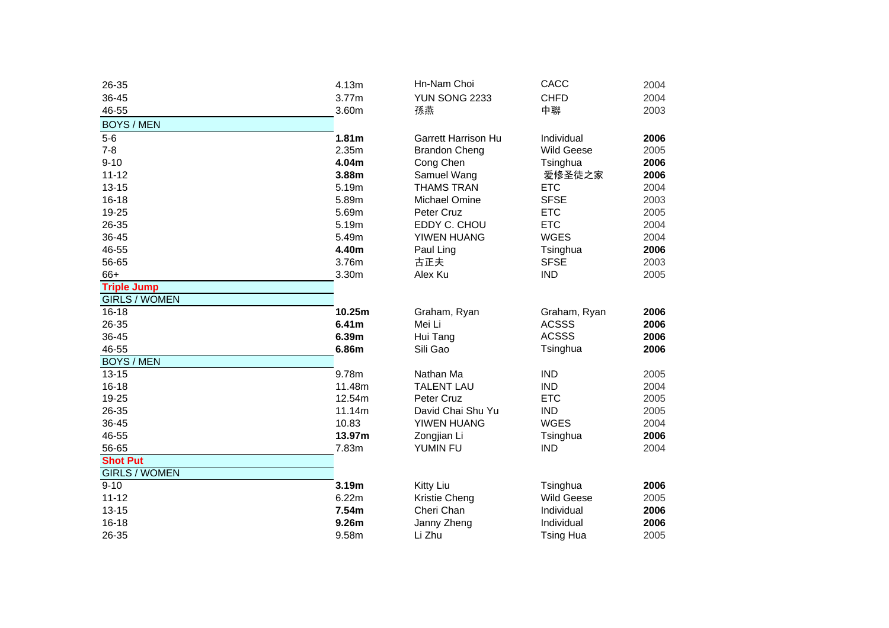| | | | | |
|---|---|---|---|---|
| 26-35 | 4.13m | Hn-Nam Choi | CACC | 2004 |
| 36-45 | 3.77m | YUN SONG 2233 | CHFD | 2004 |
| 46-55 | 3.60m | 孫燕 | 中聯 | 2003 |
| BOYS / MEN | | | | |
| 5-6 | **1.81m** | Garrett Harrison Hu | Individual | **2006** |
| 7-8 | 2.35m | Brandon Cheng | Wild Geese | 2005 |
| 9-10 | **4.04m** | Cong Chen | Tsinghua | **2006** |
| 11-12 | **3.88m** | Samuel Wang | 爱修圣徒之家 | **2006** |
| 13-15 | 5.19m | THAMS TRAN | ETC | 2004 |
| 16-18 | 5.89m | Michael Omine | SFSE | 2003 |
| 19-25 | 5.69m | Peter Cruz | ETC | 2005 |
| 26-35 | 5.19m | EDDY C. CHOU | ETC | 2004 |
| 36-45 | 5.49m | YIWEN HUANG | WGES | 2004 |
| 46-55 | **4.40m** | Paul Ling | Tsinghua | **2006** |
| 56-65 | 3.76m | 古正夫 | SFSE | 2003 |
| 66+ | 3.30m | Alex Ku | IND | 2005 |
| **Triple Jump** | | | | |
| GIRLS / WOMEN | | | | |
| 16-18 | **10.25m** | Graham, Ryan | Graham, Ryan | **2006** |
| 26-35 | **6.41m** | Mei Li | ACSSS | **2006** |
| 36-45 | **6.39m** | Hui Tang | ACSSS | **2006** |
| 46-55 | **6.86m** | Sili Gao | Tsinghua | **2006** |
| BOYS / MEN | | | | |
| 13-15 | 9.78m | Nathan Ma | IND | 2005 |
| 16-18 | 11.48m | TALENT LAU | IND | 2004 |
| 19-25 | 12.54m | Peter Cruz | ETC | 2005 |
| 26-35 | 11.14m | David Chai Shu Yu | IND | 2005 |
| 36-45 | 10.83 | YIWEN HUANG | WGES | 2004 |
| 46-55 | **13.97m** | Zongjian Li | Tsinghua | **2006** |
| 56-65 | 7.83m | YUMIN FU | IND | 2004 |
| **Shot Put** | | | | |
| GIRLS / WOMEN | | | | |
| 9-10 | **3.19m** | Kitty Liu | Tsinghua | **2006** |
| 11-12 | 6.22m | Kristie Cheng | Wild Geese | 2005 |
| 13-15 | **7.54m** | Cheri Chan | Individual | **2006** |
| 16-18 | **9.26m** | Janny Zheng | Individual | **2006** |
| 26-35 | 9.58m | Li Zhu | Tsing Hua | 2005 |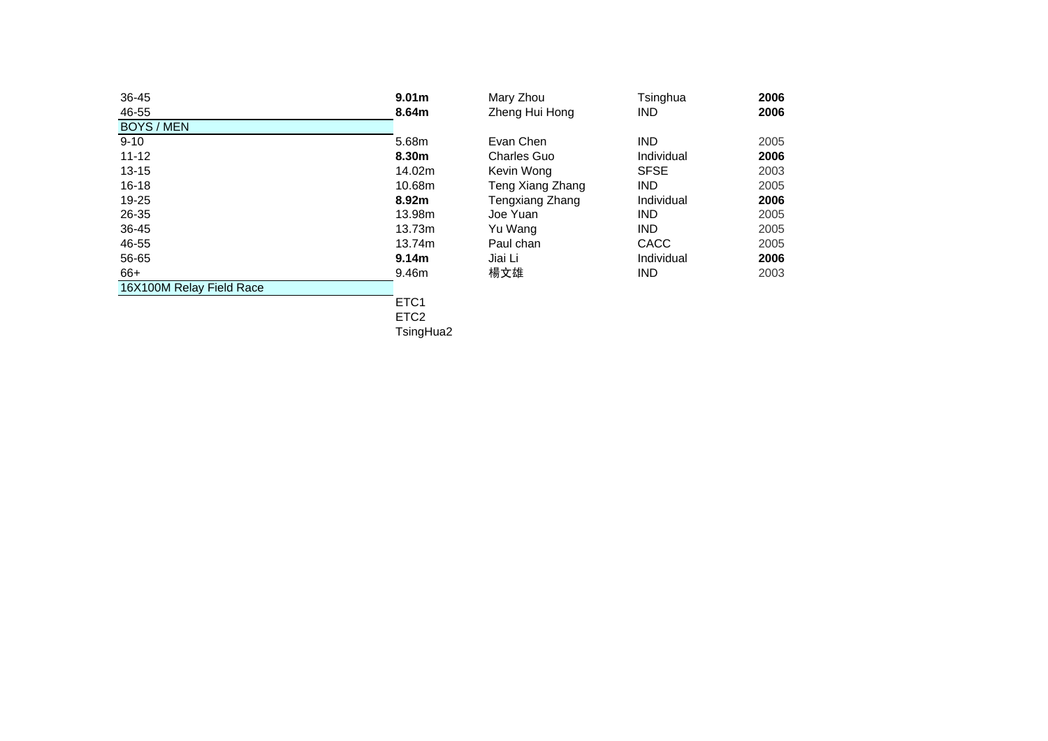| | | | | |
|---|---|---|---|---|
| 36-45 | **9.01m** | Mary Zhou | Tsinghua | **2006** |
| 46-55 | **8.64m** | Zheng Hui Hong | IND | **2006** |
| BOYS / MEN | | | | |
| 9-10 | 5.68m | Evan Chen | IND | 2005 |
| 11-12 | **8.30m** | Charles Guo | Individual | **2006** |
| 13-15 | 14.02m | Kevin Wong | SFSE | 2003 |
| 16-18 | 10.68m | Teng Xiang Zhang | IND | 2005 |
| 19-25 | **8.92m** | Tengxiang Zhang | Individual | **2006** |
| 26-35 | 13.98m | Joe Yuan | IND | 2005 |
| 36-45 | 13.73m | Yu Wang | IND | 2005 |
| 46-55 | 13.74m | Paul chan | CACC | 2005 |
| 56-65 | **9.14m** | Jiai Li | Individual | **2006** |
| 66+ | 9.46m | 楊文雄 | IND | 2003 |
| 16X100M Relay Field Race | | | | |
| | ETC1 | | | |
| | ETC2 | | | |
| | TsingHua2 | | | |